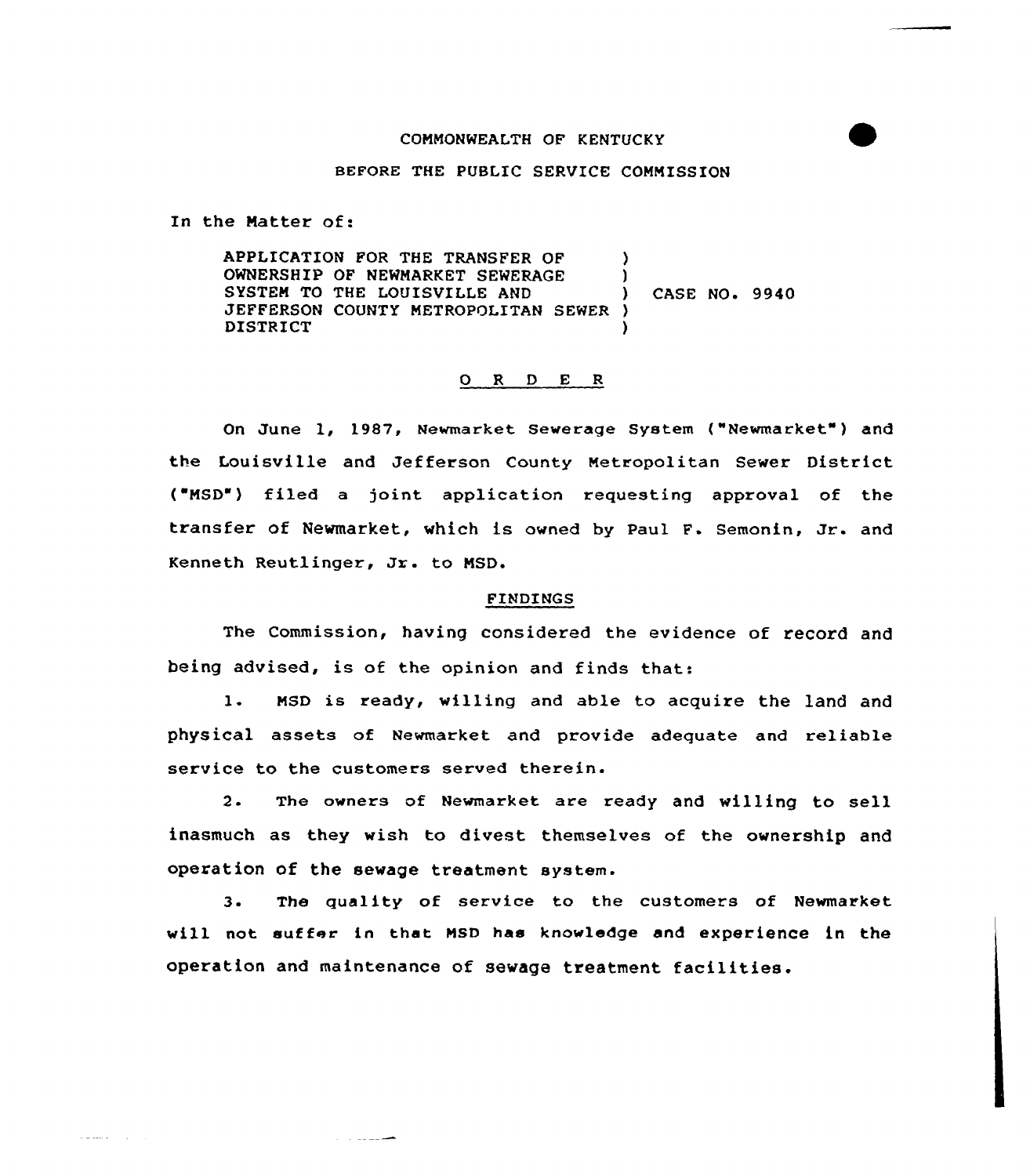COMMONWEALTH OF KENTUCKY

BEFORE THE PUBLIC SERVICE COMMISSION

In the Matter of:

| | | |
|---|---|---|
| APPLICATION FOR THE TRANSFER OF OWNERSHIP OF NEWMARKET SEWERAGE SYSTEM TO THE LOUISVILLE AND JEFFERSON COUNTY METROPOLITAN SEWER DISTRICT | ) | CASE NO. 9940 |

## O R D E R

On June 1, 1987, Newmarket Sewerage System ("Newmarket") and the Louisville and Jefferson County Metropolitan Sewer District ("MSD") filed a joint application requesting approval of the transfer of Newmarket, which is owned by Paul F. Semonin, Jr. and Kenneth Reutlinger, Jr. to MSD.

### FINDINGS

The Commission, having considered the evidence of record and being advised, is of the opinion and finds that:

1. MSD is ready, willing and able to acquire the land and physical assets of Newmarket and provide adequate and reliable service to the customers served therein.

2. The owners of Newmarket are ready and willing to sell inasmuch as they wish to divest themselves of the ownership and operation of the sewage treatment system.

3. The quality of service to the customers of Newmarket will not suffer in that MSD has knowledge and experience in the operation and maintenance of sewage treatment facilities.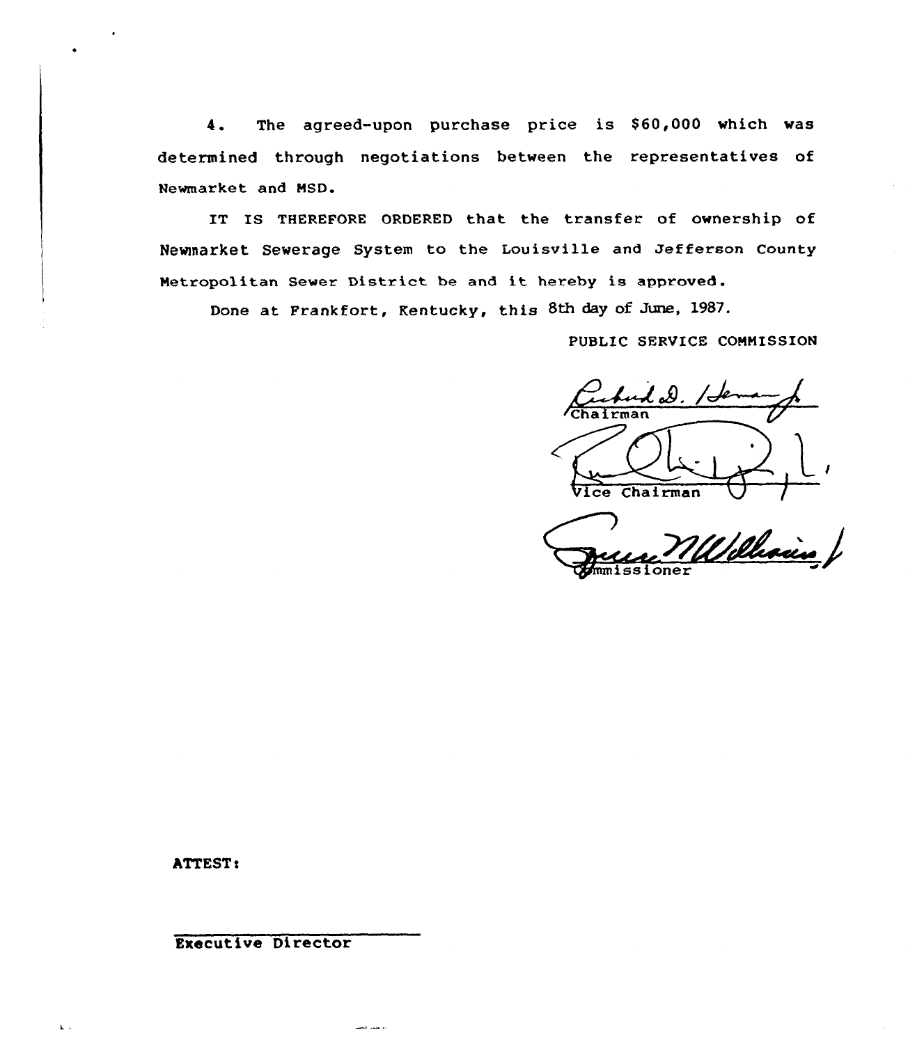4. The agreed-upon purchase price is $60,000 which was determined through negotiations between the representatives of Newmarket and MSD.

IT IS THEREFORE ORDERED that the transfer of ownership of Newmarket Sewerage System to the Louisville and Jefferson County Metropolitan Sewer District be and it hereby is approved.

Done at Frankfort, Kentucky, this 8th day of June, 1987.

PUBLIC SERVICE COMMISSION

Chairman

Vice Chairman

Commissioner

ATTEST:

Executive Director